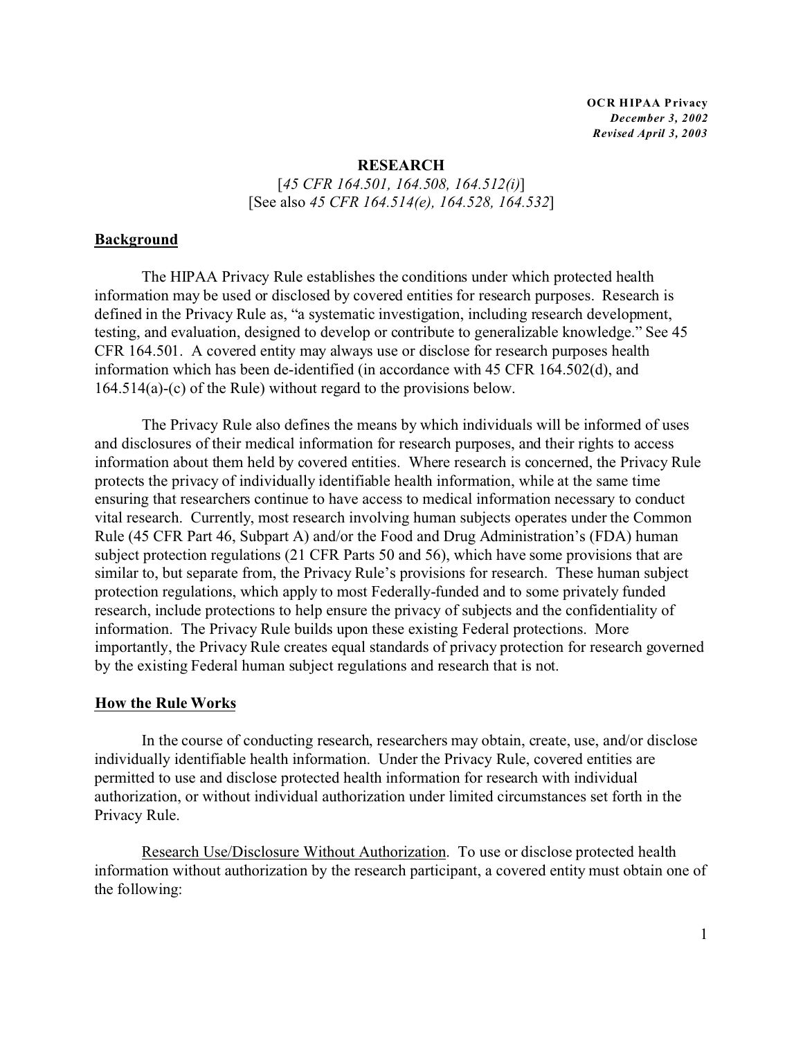**OCR HIPAA Privacy**
***December 3, 2002***
***Revised April 3, 2003***

# RESEARCH

[*45 CFR 164.501, 164.508, 164.512(i)*]
[See also *45 CFR 164.514(e), 164.528, 164.532*]

## Background

The HIPAA Privacy Rule establishes the conditions under which protected health information may be used or disclosed by covered entities for research purposes. Research is defined in the Privacy Rule as, "a systematic investigation, including research development, testing, and evaluation, designed to develop or contribute to generalizable knowledge." See 45 CFR 164.501. A covered entity may always use or disclose for research purposes health information which has been de-identified (in accordance with 45 CFR 164.502(d), and 164.514(a)-(c) of the Rule) without regard to the provisions below.

The Privacy Rule also defines the means by which individuals will be informed of uses and disclosures of their medical information for research purposes, and their rights to access information about them held by covered entities. Where research is concerned, the Privacy Rule protects the privacy of individually identifiable health information, while at the same time ensuring that researchers continue to have access to medical information necessary to conduct vital research. Currently, most research involving human subjects operates under the Common Rule (45 CFR Part 46, Subpart A) and/or the Food and Drug Administration's (FDA) human subject protection regulations (21 CFR Parts 50 and 56), which have some provisions that are similar to, but separate from, the Privacy Rule's provisions for research. These human subject protection regulations, which apply to most Federally-funded and to some privately funded research, include protections to help ensure the privacy of subjects and the confidentiality of information. The Privacy Rule builds upon these existing Federal protections. More importantly, the Privacy Rule creates equal standards of privacy protection for research governed by the existing Federal human subject regulations and research that is not.

## How the Rule Works

In the course of conducting research, researchers may obtain, create, use, and/or disclose individually identifiable health information. Under the Privacy Rule, covered entities are permitted to use and disclose protected health information for research with individual authorization, or without individual authorization under limited circumstances set forth in the Privacy Rule.

<u>Research Use/Disclosure Without Authorization</u>. To use or disclose protected health information without authorization by the research participant, a covered entity must obtain one of the following: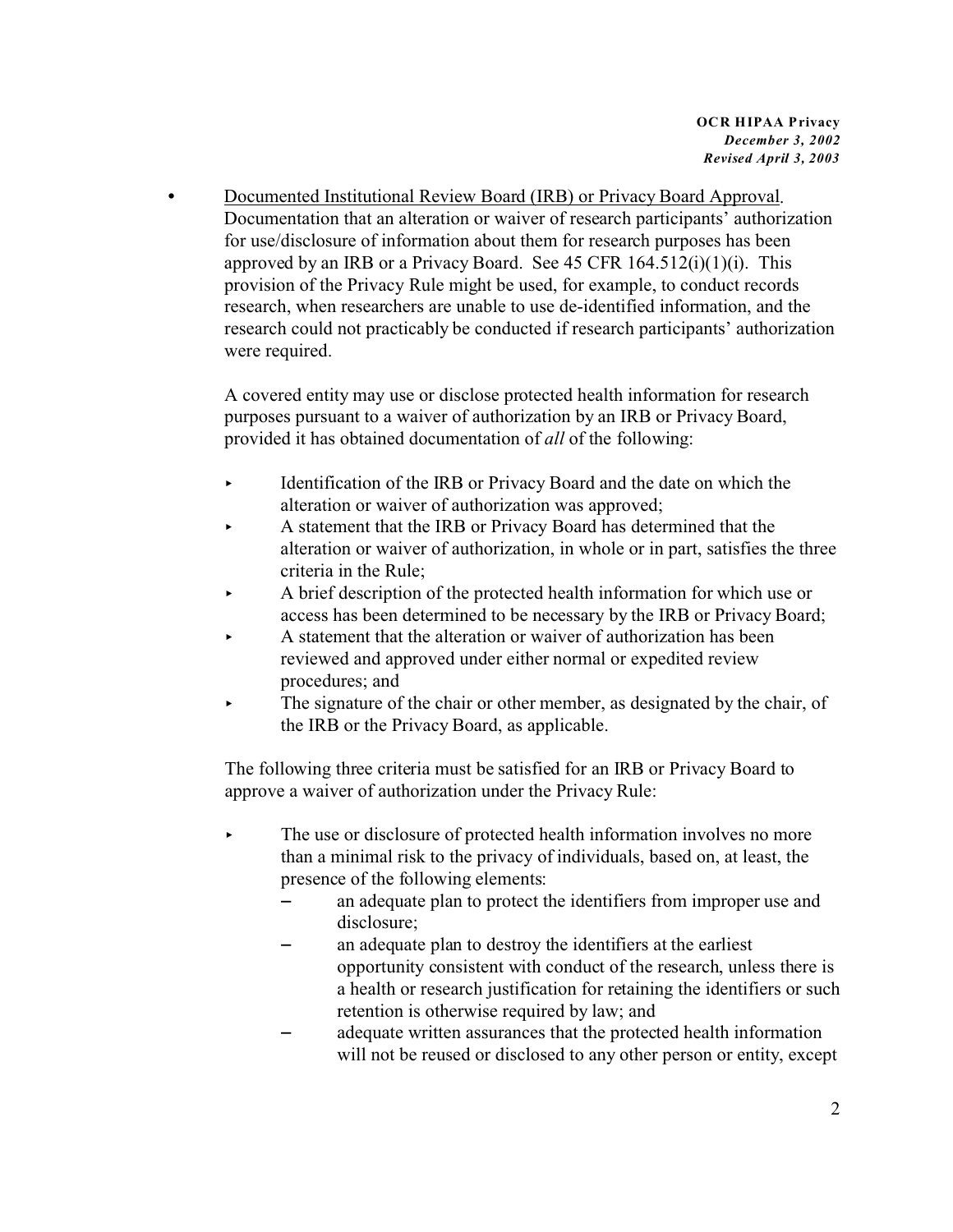- <u>Documented Institutional Review Board (IRB) or Privacy Board Approval</u>. Documentation that an alteration or waiver of research participants' authorization for use/disclosure of information about them for research purposes has been approved by an IRB or a Privacy Board. See 45 CFR 164.512(i)(1)(i). This provision of the Privacy Rule might be used, for example, to conduct records research, when researchers are unable to use de-identified information, and the research could not practicably be conducted if research participants' authorization were required.

  A covered entity may use or disclose protected health information for research purposes pursuant to a waiver of authorization by an IRB or Privacy Board, provided it has obtained documentation of *all* of the following:

  - Identification of the IRB or Privacy Board and the date on which the alteration or waiver of authorization was approved;
  - A statement that the IRB or Privacy Board has determined that the alteration or waiver of authorization, in whole or in part, satisfies the three criteria in the Rule;
  - A brief description of the protected health information for which use or access has been determined to be necessary by the IRB or Privacy Board;
  - A statement that the alteration or waiver of authorization has been reviewed and approved under either normal or expedited review procedures; and
  - The signature of the chair or other member, as designated by the chair, of the IRB or the Privacy Board, as applicable.

  The following three criteria must be satisfied for an IRB or Privacy Board to approve a waiver of authorization under the Privacy Rule:

  - The use or disclosure of protected health information involves no more than a minimal risk to the privacy of individuals, based on, at least, the presence of the following elements:
    - an adequate plan to protect the identifiers from improper use and disclosure;
    - an adequate plan to destroy the identifiers at the earliest opportunity consistent with conduct of the research, unless there is a health or research justification for retaining the identifiers or such retention is otherwise required by law; and
    - adequate written assurances that the protected health information will not be reused or disclosed to any other person or entity, except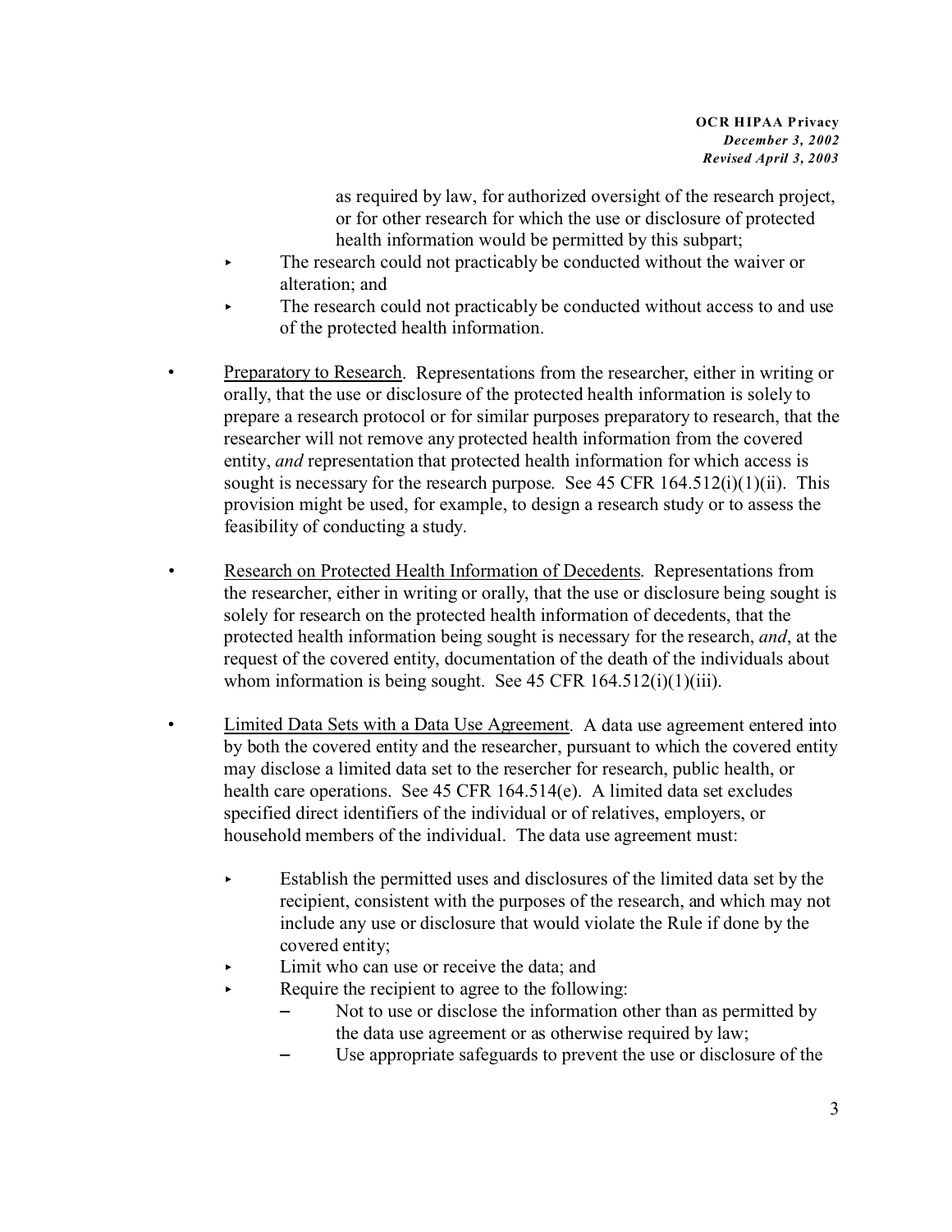as required by law, for authorized oversight of the research project, or for other research for which the use or disclosure of protected health information would be permitted by this subpart;

- The research could not practicably be conducted without the waiver or alteration; and
- The research could not practicably be conducted without access to and use of the protected health information.

- <u>Preparatory to Research</u>. Representations from the researcher, either in writing or orally, that the use or disclosure of the protected health information is solely to prepare a research protocol or for similar purposes preparatory to research, that the researcher will not remove any protected health information from the covered entity, *and* representation that protected health information for which access is sought is necessary for the research purpose. See 45 CFR 164.512(i)(1)(ii). This provision might be used, for example, to design a research study or to assess the feasibility of conducting a study.

- <u>Research on Protected Health Information of Decedents</u>. Representations from the researcher, either in writing or orally, that the use or disclosure being sought is solely for research on the protected health information of decedents, that the protected health information being sought is necessary for the research, *and*, at the request of the covered entity, documentation of the death of the individuals about whom information is being sought. See 45 CFR 164.512(i)(1)(iii).

- <u>Limited Data Sets with a Data Use Agreement</u>. A data use agreement entered into by both the covered entity and the researcher, pursuant to which the covered entity may disclose a limited data set to the resercher for research, public health, or health care operations. See 45 CFR 164.514(e). A limited data set excludes specified direct identifiers of the individual or of relatives, employers, or household members of the individual. The data use agreement must:

  - Establish the permitted uses and disclosures of the limited data set by the recipient, consistent with the purposes of the research, and which may not include any use or disclosure that would violate the Rule if done by the covered entity;
  - Limit who can use or receive the data; and
  - Require the recipient to agree to the following:
    - Not to use or disclose the information other than as permitted by the data use agreement or as otherwise required by law;
    - Use appropriate safeguards to prevent the use or disclosure of the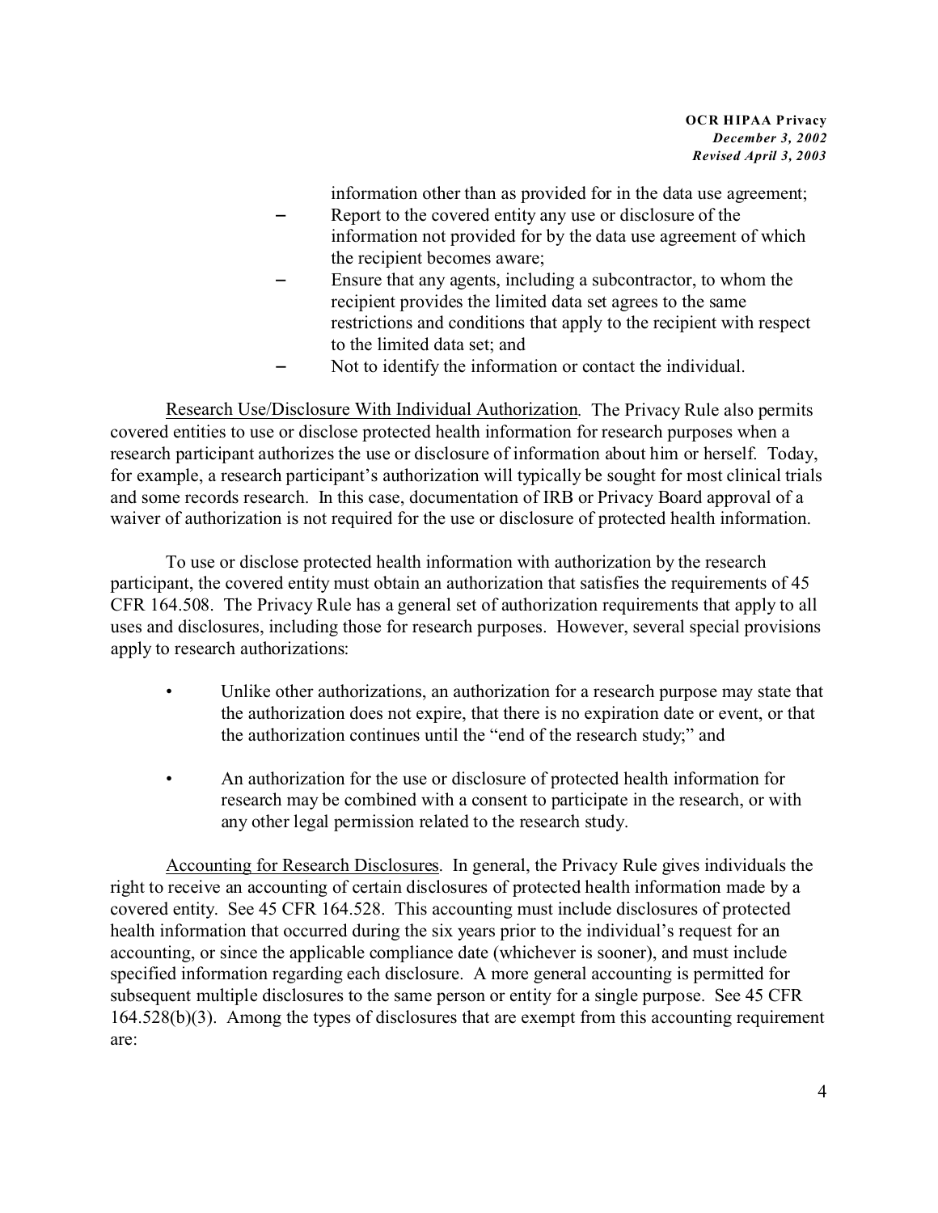information other than as provided for in the data use agreement;

- Report to the covered entity any use or disclosure of the information not provided for by the data use agreement of which the recipient becomes aware;
- Ensure that any agents, including a subcontractor, to whom the recipient provides the limited data set agrees to the same restrictions and conditions that apply to the recipient with respect to the limited data set; and
- Not to identify the information or contact the individual.

Research Use/Disclosure With Individual Authorization. The Privacy Rule also permits covered entities to use or disclose protected health information for research purposes when a research participant authorizes the use or disclosure of information about him or herself. Today, for example, a research participant's authorization will typically be sought for most clinical trials and some records research. In this case, documentation of IRB or Privacy Board approval of a waiver of authorization is not required for the use or disclosure of protected health information.

To use or disclose protected health information with authorization by the research participant, the covered entity must obtain an authorization that satisfies the requirements of 45 CFR 164.508. The Privacy Rule has a general set of authorization requirements that apply to all uses and disclosures, including those for research purposes. However, several special provisions apply to research authorizations:

- Unlike other authorizations, an authorization for a research purpose may state that the authorization does not expire, that there is no expiration date or event, or that the authorization continues until the "end of the research study;" and

- An authorization for the use or disclosure of protected health information for research may be combined with a consent to participate in the research, or with any other legal permission related to the research study.

Accounting for Research Disclosures. In general, the Privacy Rule gives individuals the right to receive an accounting of certain disclosures of protected health information made by a covered entity. See 45 CFR 164.528. This accounting must include disclosures of protected health information that occurred during the six years prior to the individual's request for an accounting, or since the applicable compliance date (whichever is sooner), and must include specified information regarding each disclosure. A more general accounting is permitted for subsequent multiple disclosures to the same person or entity for a single purpose. See 45 CFR 164.528(b)(3). Among the types of disclosures that are exempt from this accounting requirement are: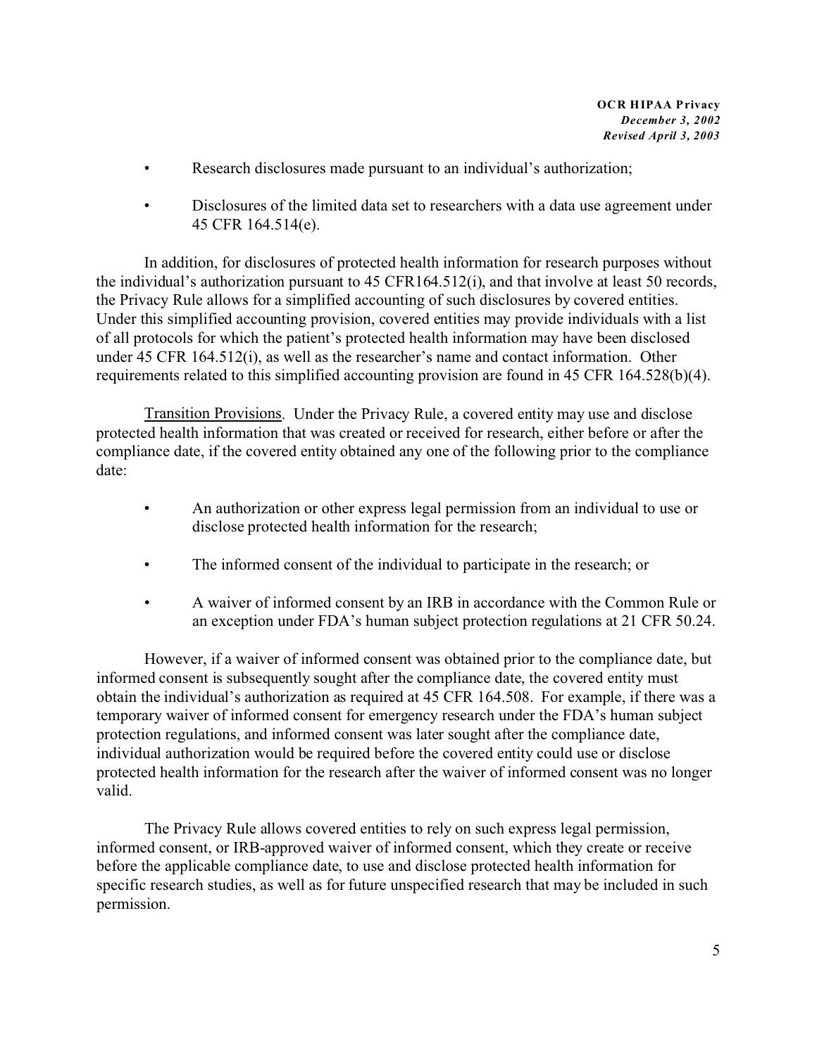- Research disclosures made pursuant to an individual's authorization;
- Disclosures of the limited data set to researchers with a data use agreement under 45 CFR 164.514(e).

In addition, for disclosures of protected health information for research purposes without the individual's authorization pursuant to 45 CFR164.512(i), and that involve at least 50 records, the Privacy Rule allows for a simplified accounting of such disclosures by covered entities. Under this simplified accounting provision, covered entities may provide individuals with a list of all protocols for which the patient's protected health information may have been disclosed under 45 CFR 164.512(i), as well as the researcher's name and contact information. Other requirements related to this simplified accounting provision are found in 45 CFR 164.528(b)(4).

Transition Provisions. Under the Privacy Rule, a covered entity may use and disclose protected health information that was created or received for research, either before or after the compliance date, if the covered entity obtained any one of the following prior to the compliance date:

- An authorization or other express legal permission from an individual to use or disclose protected health information for the research;
- The informed consent of the individual to participate in the research; or
- A waiver of informed consent by an IRB in accordance with the Common Rule or an exception under FDA's human subject protection regulations at 21 CFR 50.24.

However, if a waiver of informed consent was obtained prior to the compliance date, but informed consent is subsequently sought after the compliance date, the covered entity must obtain the individual's authorization as required at 45 CFR 164.508. For example, if there was a temporary waiver of informed consent for emergency research under the FDA's human subject protection regulations, and informed consent was later sought after the compliance date, individual authorization would be required before the covered entity could use or disclose protected health information for the research after the waiver of informed consent was no longer valid.

The Privacy Rule allows covered entities to rely on such express legal permission, informed consent, or IRB-approved waiver of informed consent, which they create or receive before the applicable compliance date, to use and disclose protected health information for specific research studies, as well as for future unspecified research that may be included in such permission.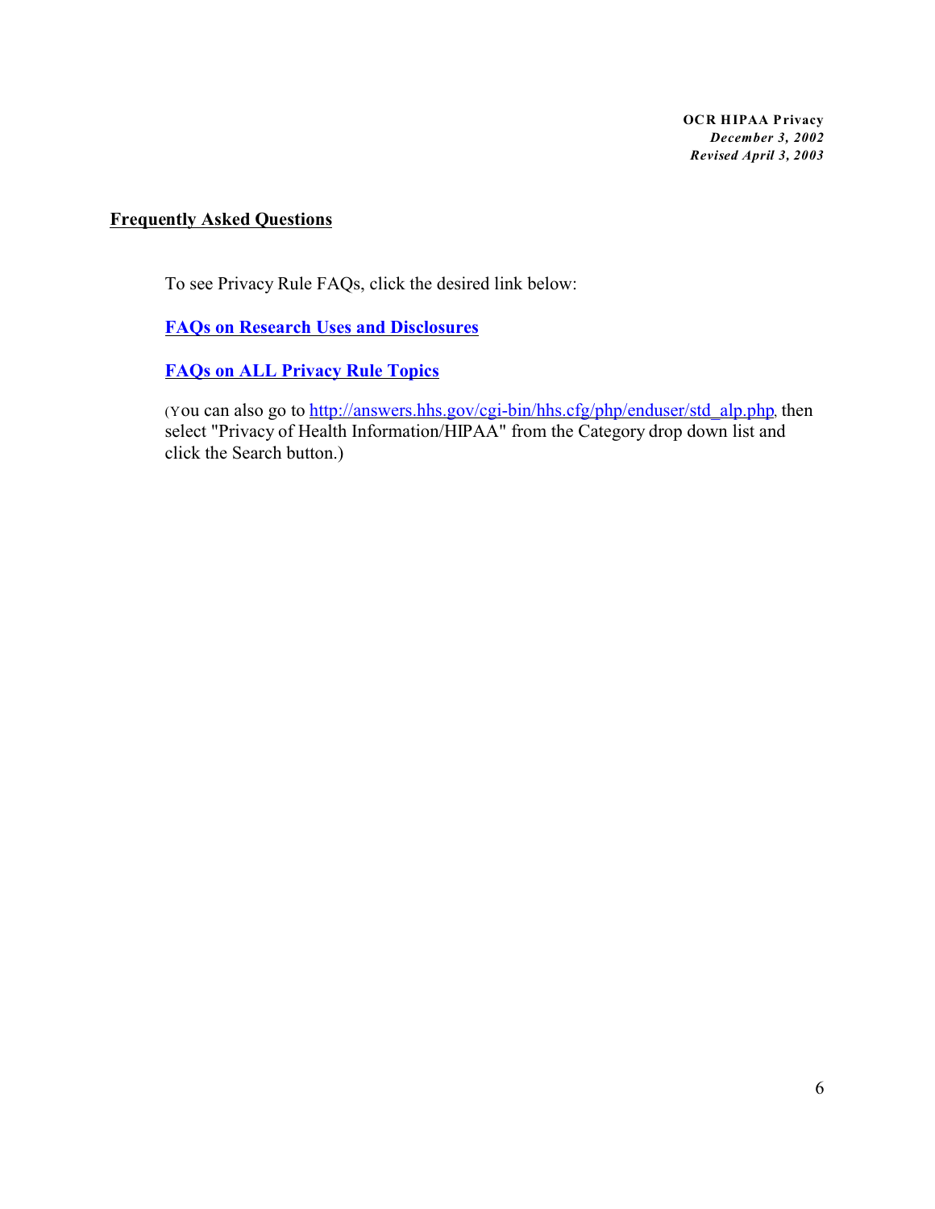## Frequently Asked Questions

To see Privacy Rule FAQs, click the desired link below:

**FAQs on Research Uses and Disclosures**

**FAQs on ALL Privacy Rule Topics**

(You can also go to http://answers.hhs.gov/cgi-bin/hhs.cfg/php/enduser/std_alp.php, then select "Privacy of Health Information/HIPAA" from the Category drop down list and click the Search button.)